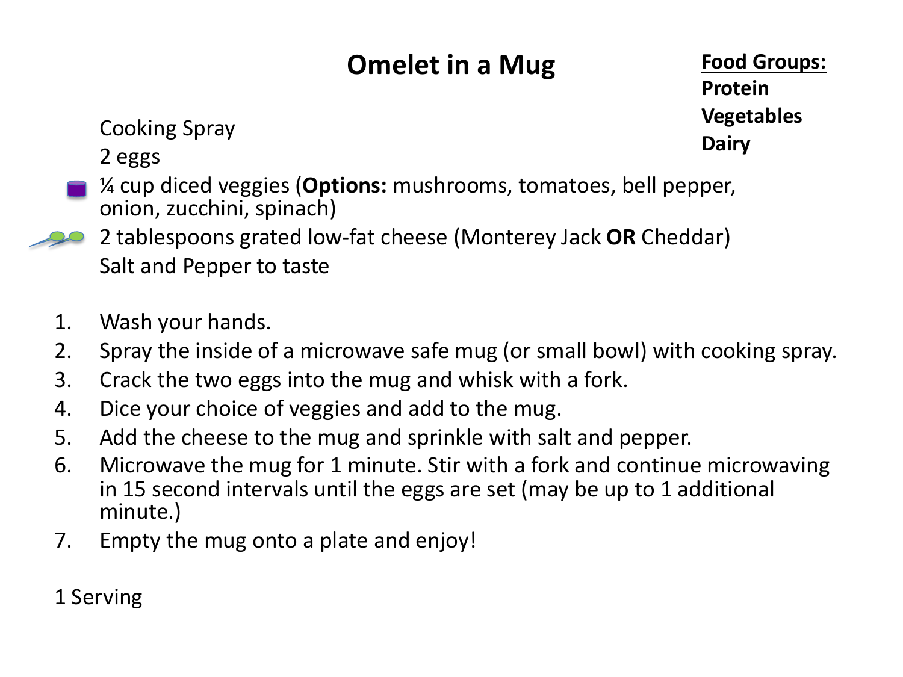# Omelet in a Mug

**Food Groups:**
**Protein**
**Vegetables**
**Dairy**

Cooking Spray
2 eggs
¼ cup diced veggies (**Options:** mushrooms, tomatoes, bell pepper, onion, zucchini, spinach)
2 tablespoons grated low-fat cheese (Monterey Jack **OR** Cheddar)
Salt and Pepper to taste

1. Wash your hands.
2. Spray the inside of a microwave safe mug (or small bowl) with cooking spray.
3. Crack the two eggs into the mug and whisk with a fork.
4. Dice your choice of veggies and add to the mug.
5. Add the cheese to the mug and sprinkle with salt and pepper.
6. Microwave the mug for 1 minute. Stir with a fork and continue microwaving in 15 second intervals until the eggs are set (may be up to 1 additional minute.)
7. Empty the mug onto a plate and enjoy!

1 Serving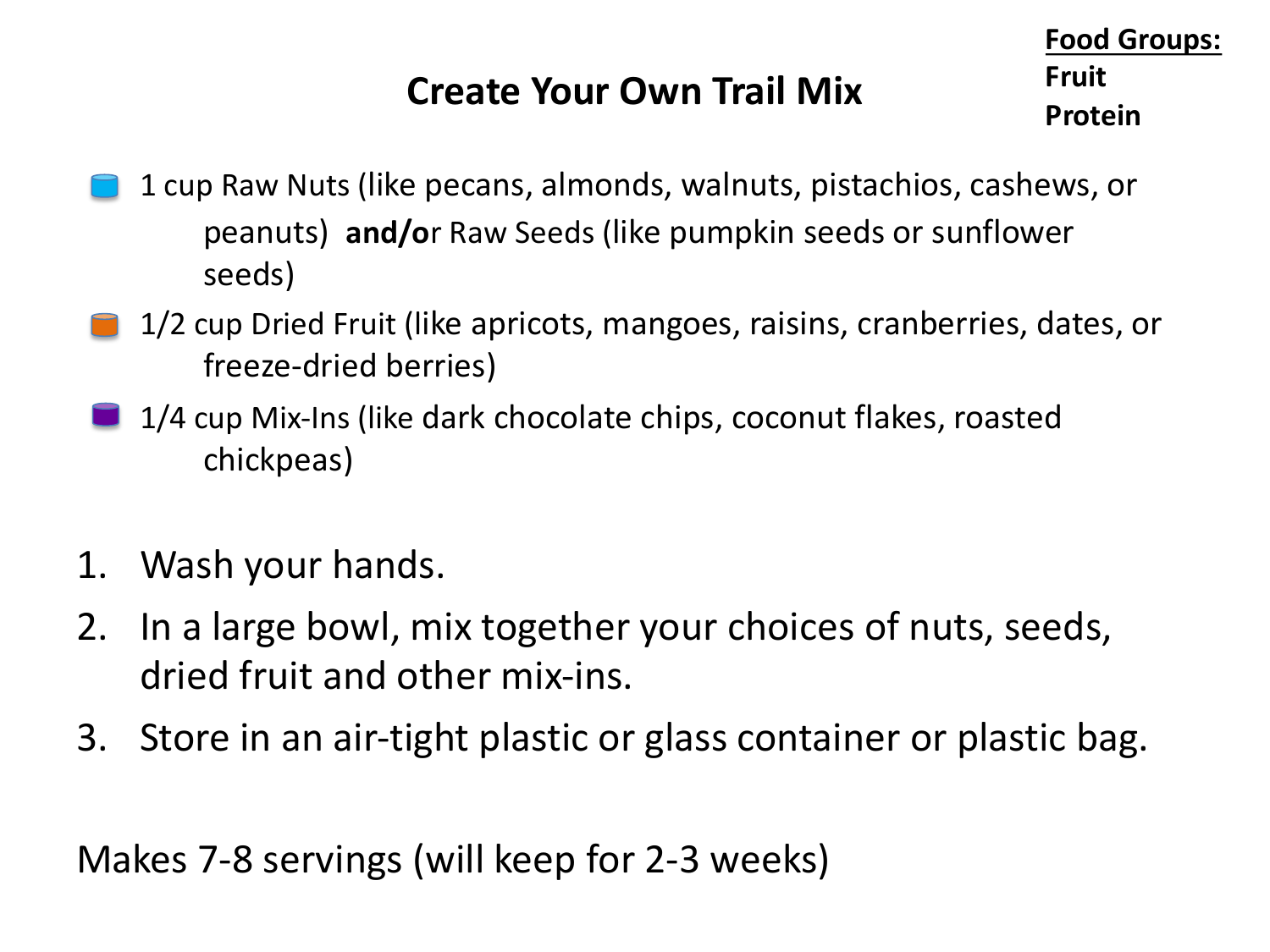**Food Groups:**
**Fruit**
**Protein**

# Create Your Own Trail Mix

- 1 cup Raw Nuts (like pecans, almonds, walnuts, pistachios, cashews, or peanuts) **and/o**r Raw Seeds (like pumpkin seeds or sunflower seeds)
- 1/2 cup Dried Fruit (like apricots, mangoes, raisins, cranberries, dates, or freeze-dried berries)
- 1/4 cup Mix-Ins (like dark chocolate chips, coconut flakes, roasted chickpeas)

1. Wash your hands.
2. In a large bowl, mix together your choices of nuts, seeds, dried fruit and other mix-ins.
3. Store in an air-tight plastic or glass container or plastic bag.

Makes 7-8 servings (will keep for 2-3 weeks)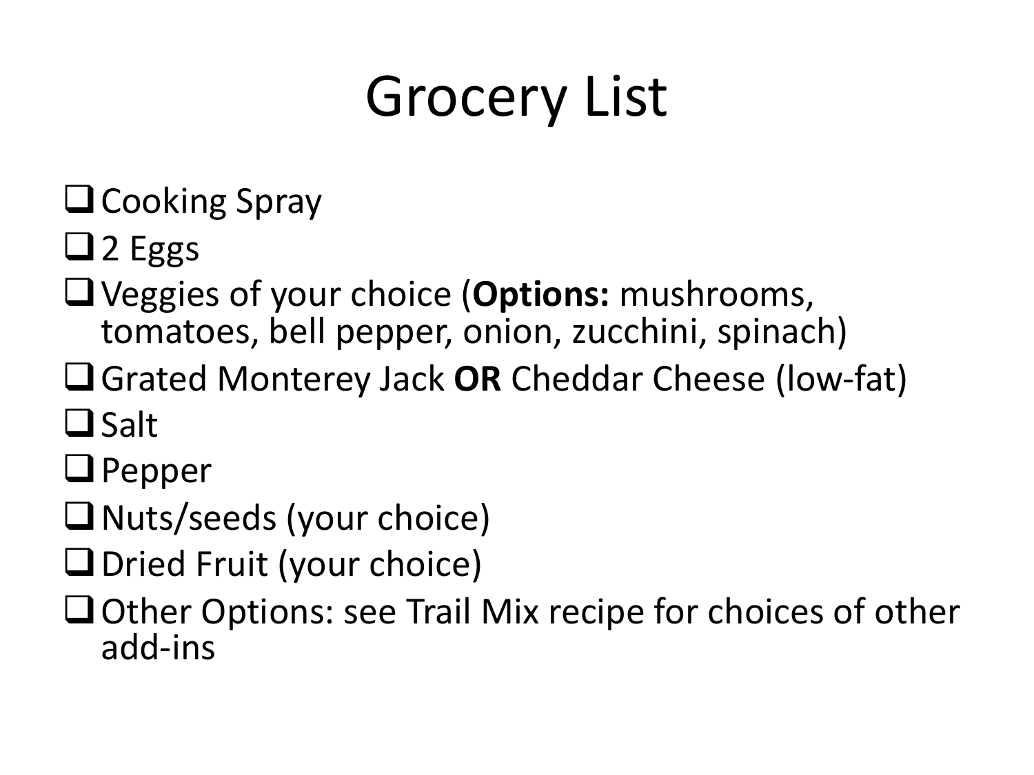# Grocery List

- [ ] Cooking Spray
- [ ] 2 Eggs
- [ ] Veggies of your choice (**Options:** mushrooms, tomatoes, bell pepper, onion, zucchini, spinach)
- [ ] Grated Monterey Jack **OR** Cheddar Cheese (low-fat)
- [ ] Salt
- [ ] Pepper
- [ ] Nuts/seeds (your choice)
- [ ] Dried Fruit (your choice)
- [ ] Other Options: see Trail Mix recipe for choices of other add-ins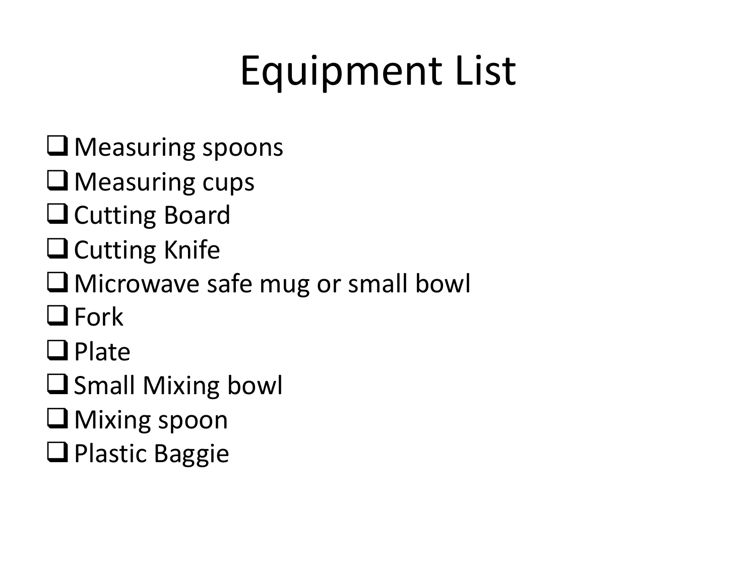# Equipment List

- [ ] Measuring spoons
- [ ] Measuring cups
- [ ] Cutting Board
- [ ] Cutting Knife
- [ ] Microwave safe mug or small bowl
- [ ] Fork
- [ ] Plate
- [ ] Small Mixing bowl
- [ ] Mixing spoon
- [ ] Plastic Baggie